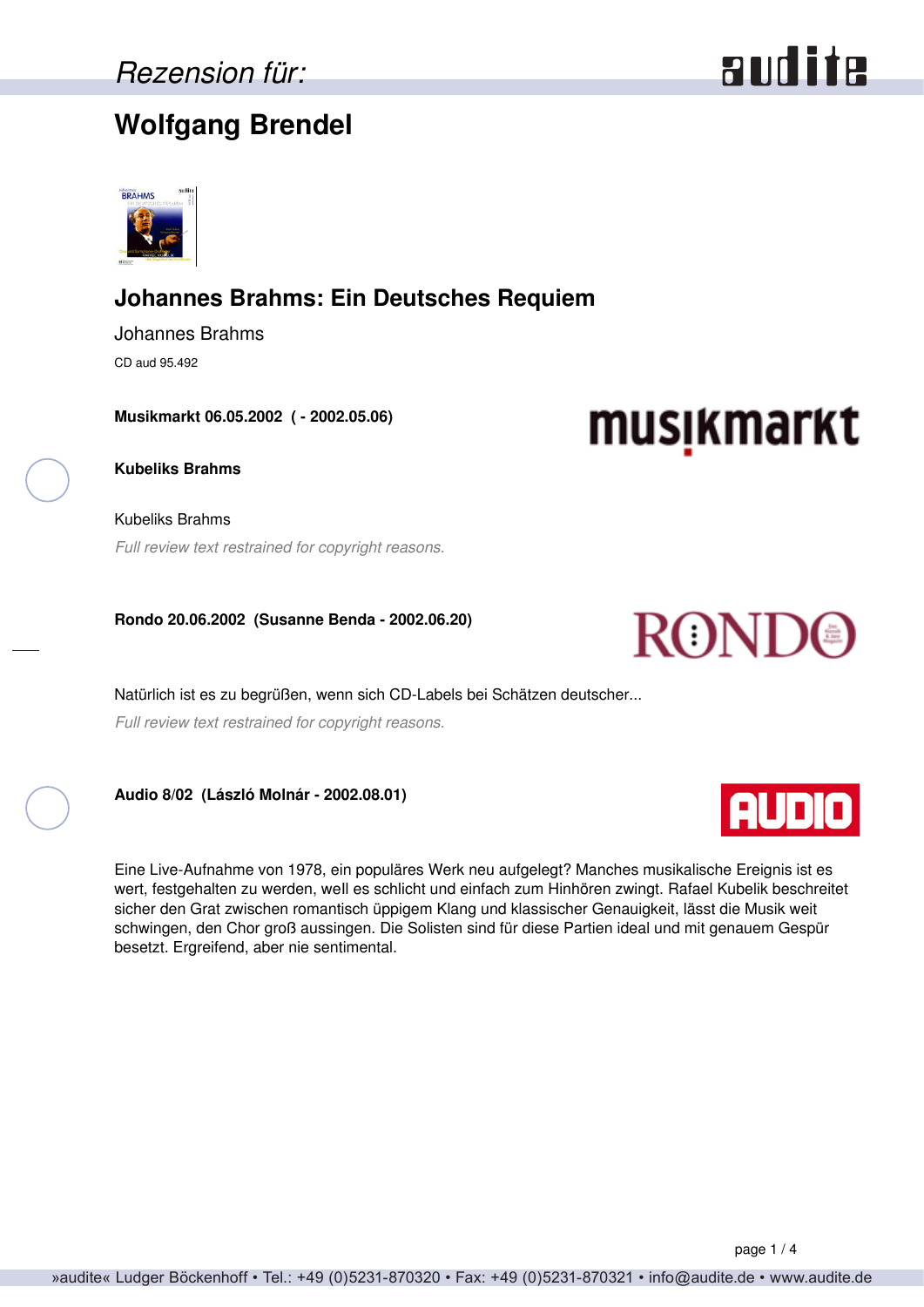*Rezension für:*

# Wolfgang Brendel

## Johannes Brahms: Ein Deutsches Requiem

Johannes Brahms

CD aud 95.492

**Musikmarkt 06.05.2002 ( - 2002.05.06)**

**Kubeliks Brahms**

Kubeliks Brahms

*Full review text restrained for copyright reasons.*

**Rondo 20.06.2002 (Susanne Benda - 2002.06.20)**

Natürlich ist es zu begrüßen, wenn sich CD-Labels bei Schätzen deutscher...

*Full review text restrained for copyright reasons.*

**Audio 8/02 (László Molnár - 2002.08.01)**

Eine Live-Aufnahme von 1978, ein populäres Werk neu aufgelegt? Manches musikalische Ereignis ist es wert, festgehalten zu werden, well es schlicht und einfach zum Hinhören zwingt. Rafael Kubelik beschreitet sicher den Grat zwischen romantisch üppigem Klang und klassischer Genauigkeit, lässt die Musik weit schwingen, den Chor groß aussingen. Die Solisten sind für diese Partien ideal und mit genauem Gespür besetzt. Ergreifend, aber nie sentimental.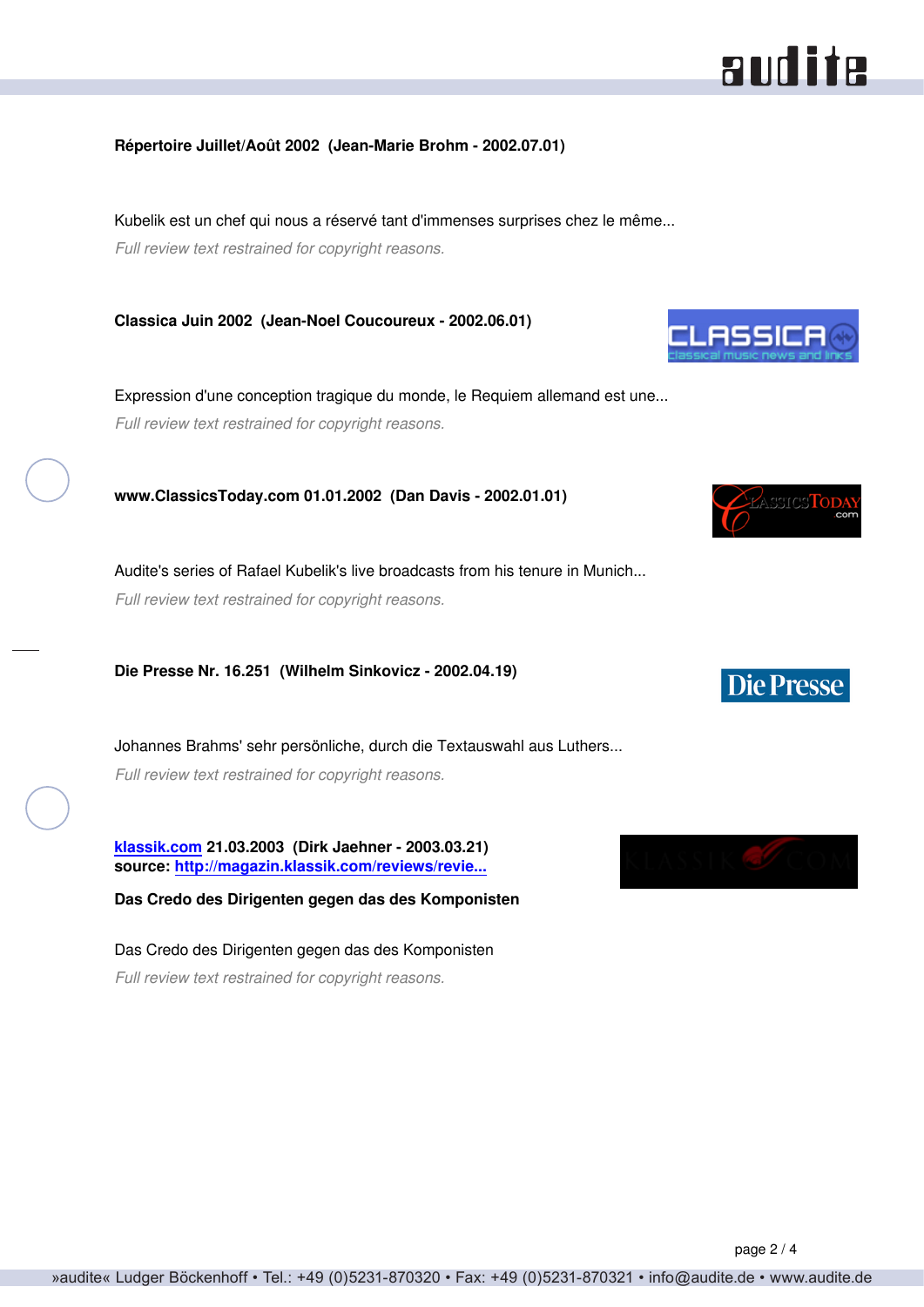**Répertoire Juillet/Août 2002 (Jean-Marie Brohm - 2002.07.01)**

Kubelik est un chef qui nous a réservé tant d'immenses surprises chez le même...

*Full review text restrained for copyright reasons.*

**Classica Juin 2002 (Jean-Noel Coucoureux - 2002.06.01)**

Expression d'une conception tragique du monde, le Requiem allemand est une...

*Full review text restrained for copyright reasons.*

**www.ClassicsToday.com 01.01.2002 (Dan Davis - 2002.01.01)**

Audite's series of Rafael Kubelik's live broadcasts from his tenure in Munich...

*Full review text restrained for copyright reasons.*

**Die Presse Nr. 16.251 (Wilhelm Sinkovicz - 2002.04.19)**

Johannes Brahms' sehr persönliche, durch die Textauswahl aus Luthers...

*Full review text restrained for copyright reasons.*

**klassik.com 21.03.2003 (Dirk Jaehner - 2003.03.21)**
**source: http://magazin.klassik.com/reviews/revie...**

**Das Credo des Dirigenten gegen das des Komponisten**

Das Credo des Dirigenten gegen das des Komponisten

*Full review text restrained for copyright reasons.*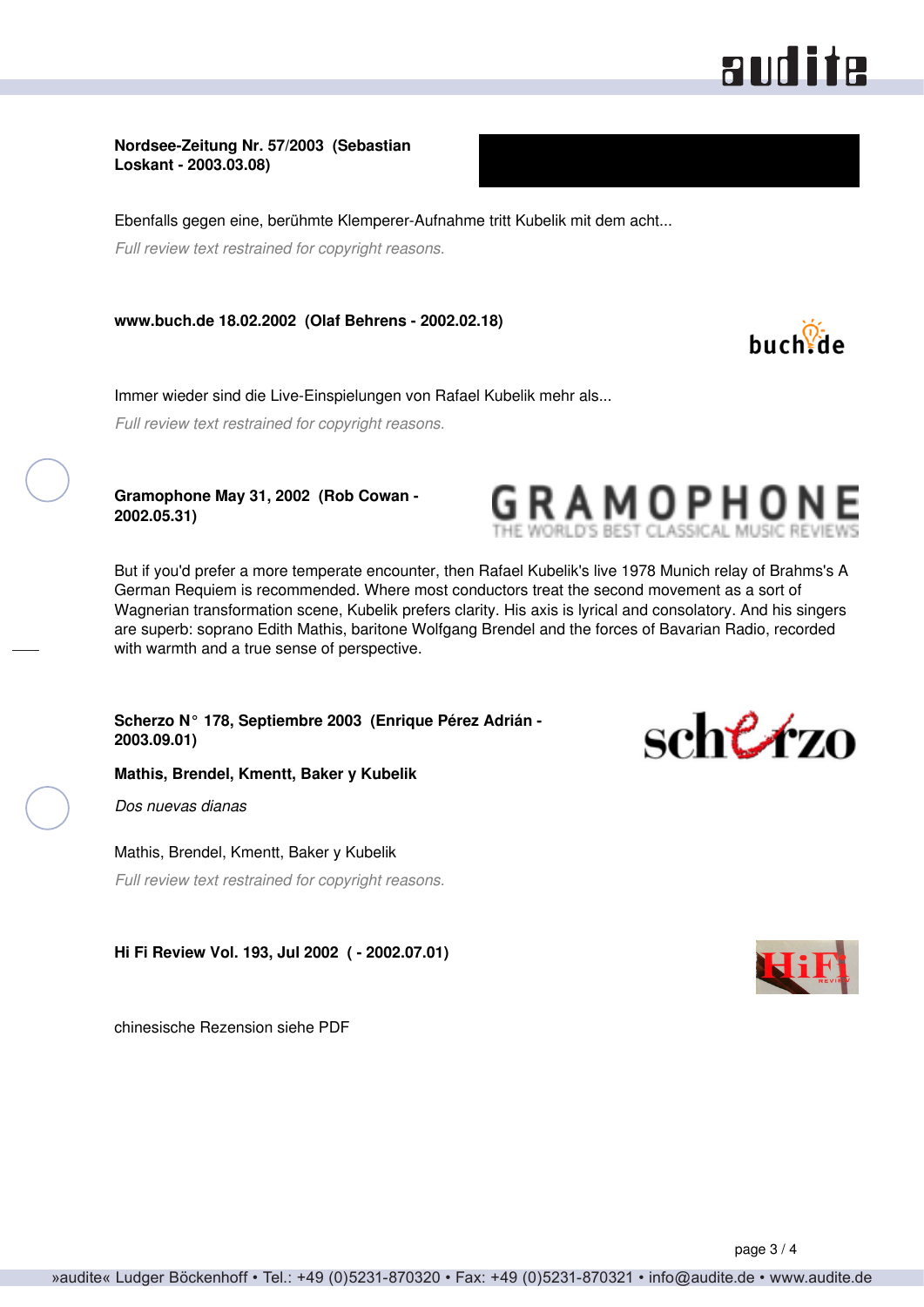**Nordsee-Zeitung Nr. 57/2003 (Sebastian Loskant - 2003.03.08)**

Ebenfalls gegen eine, berühmte Klemperer-Aufnahme tritt Kubelik mit dem acht...

*Full review text restrained for copyright reasons.*

**www.buch.de 18.02.2002 (Olaf Behrens - 2002.02.18)**

Immer wieder sind die Live-Einspielungen von Rafael Kubelik mehr als...

*Full review text restrained for copyright reasons.*

**Gramophone May 31, 2002 (Rob Cowan - 2002.05.31)**

But if you'd prefer a more temperate encounter, then Rafael Kubelik's live 1978 Munich relay of Brahms's A German Requiem is recommended. Where most conductors treat the second movement as a sort of Wagnerian transformation scene, Kubelik prefers clarity. His axis is lyrical and consolatory. And his singers are superb: soprano Edith Mathis, baritone Wolfgang Brendel and the forces of Bavarian Radio, recorded with warmth and a true sense of perspective.

**Scherzo N° 178, Septiembre 2003 (Enrique Pérez Adrián - 2003.09.01)**

**Mathis, Brendel, Kmentt, Baker y Kubelik**

*Dos nuevas dianas*

Mathis, Brendel, Kmentt, Baker y Kubelik

*Full review text restrained for copyright reasons.*

**Hi Fi Review Vol. 193, Jul 2002 ( - 2002.07.01)**

chinesische Rezension siehe PDF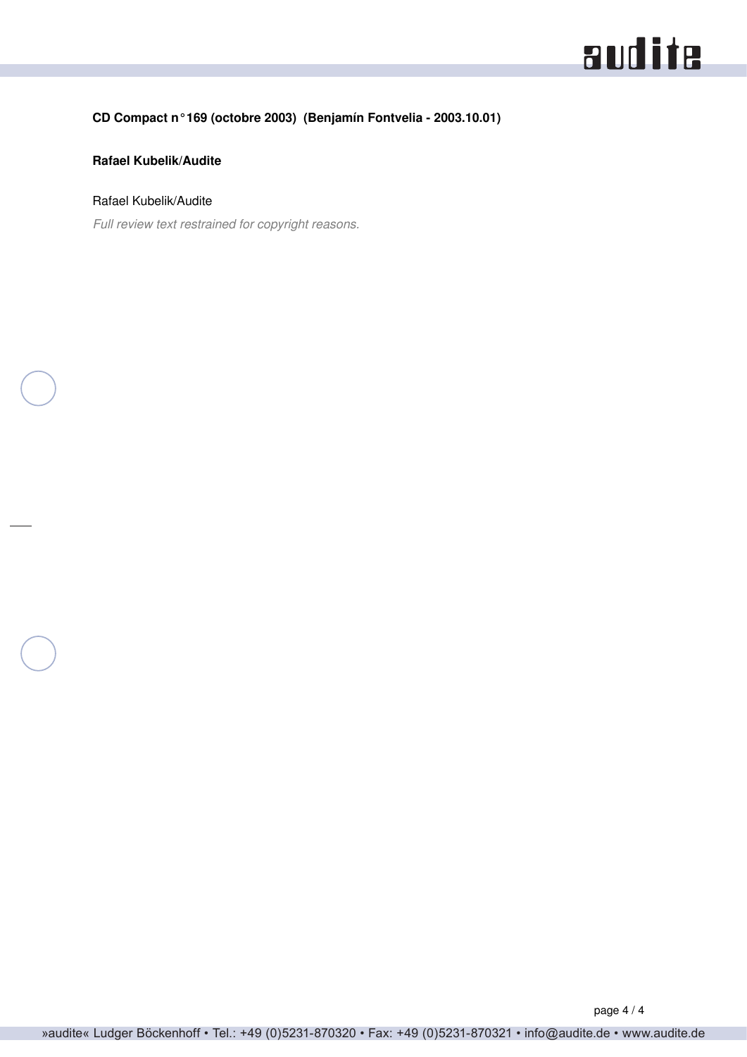**CD Compact n°169 (octobre 2003) (Benjamín Fontvelia - 2003.10.01)**

**Rafael Kubelik/Audite**

Rafael Kubelik/Audite

*Full review text restrained for copyright reasons.*